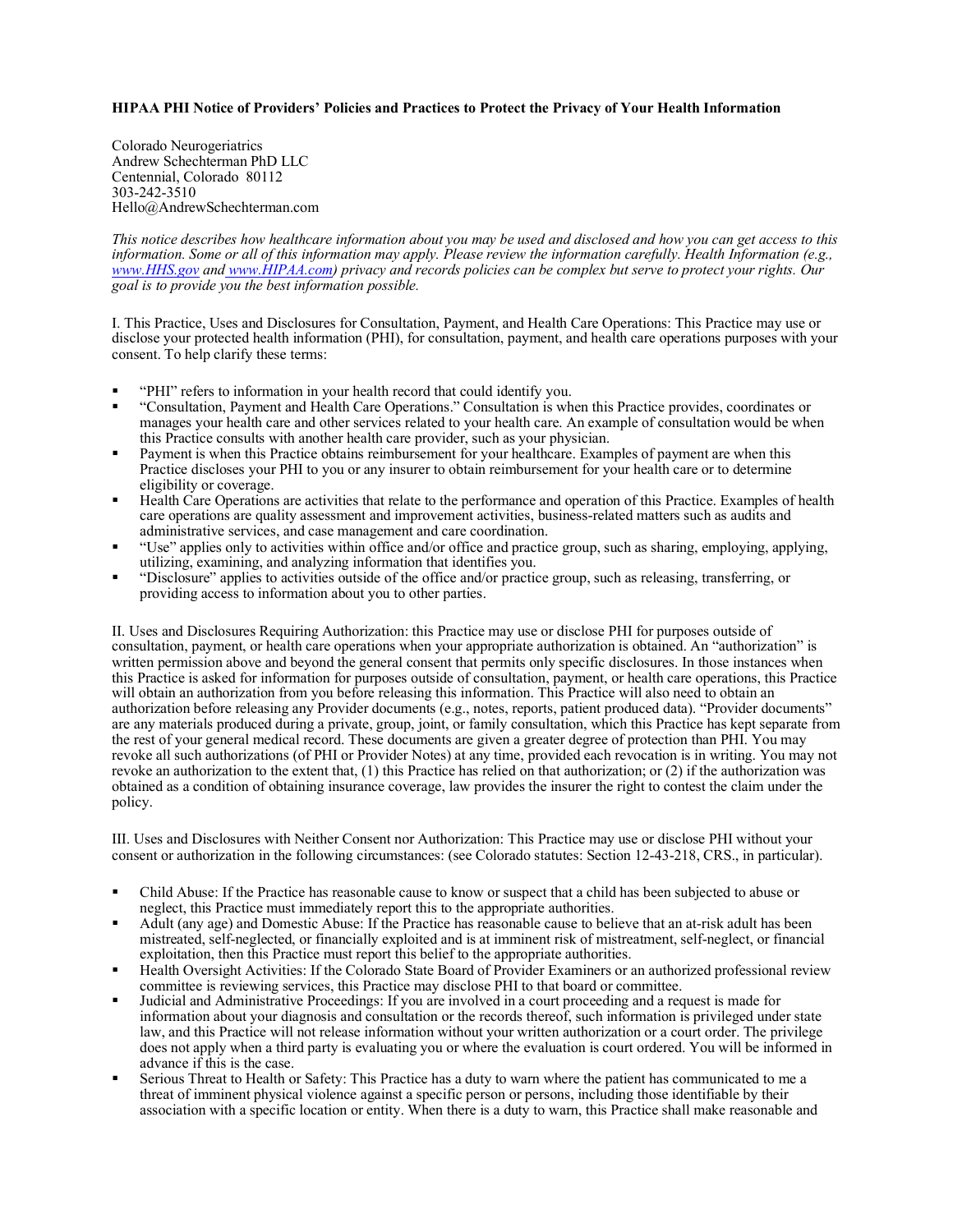**HIPAA PHI Notice of Providers' Policies and Practices to Protect the Privacy of Your Health Information**

Colorado Neurogeriatrics
Andrew Schechterman PhD LLC
Centennial, Colorado 80112
303-242-3510
Hello@AndrewSchechterman.com

*This notice describes how healthcare information about you may be used and disclosed and how you can get access to this information. Some or all of this information may apply. Please review the information carefully. Health Information (e.g., [www.HHS.gov](http://www.HHS.gov) and [www.HIPAA.com](http://www.HIPAA.com)) privacy and records policies can be complex but serve to protect your rights. Our goal is to provide you the best information possible.*

I. This Practice, Uses and Disclosures for Consultation, Payment, and Health Care Operations: This Practice may use or disclose your protected health information (PHI), for consultation, payment, and health care operations purposes with your consent. To help clarify these terms:

- "PHI" refers to information in your health record that could identify you.
- "Consultation, Payment and Health Care Operations." Consultation is when this Practice provides, coordinates or manages your health care and other services related to your health care. An example of consultation would be when this Practice consults with another health care provider, such as your physician.
- Payment is when this Practice obtains reimbursement for your healthcare. Examples of payment are when this Practice discloses your PHI to you or any insurer to obtain reimbursement for your health care or to determine eligibility or coverage.
- Health Care Operations are activities that relate to the performance and operation of this Practice. Examples of health care operations are quality assessment and improvement activities, business-related matters such as audits and administrative services, and case management and care coordination.
- "Use" applies only to activities within office and/or office and practice group, such as sharing, employing, applying, utilizing, examining, and analyzing information that identifies you.
- "Disclosure" applies to activities outside of the office and/or practice group, such as releasing, transferring, or providing access to information about you to other parties.

II. Uses and Disclosures Requiring Authorization: this Practice may use or disclose PHI for purposes outside of consultation, payment, or health care operations when your appropriate authorization is obtained. An "authorization" is written permission above and beyond the general consent that permits only specific disclosures. In those instances when this Practice is asked for information for purposes outside of consultation, payment, or health care operations, this Practice will obtain an authorization from you before releasing this information. This Practice will also need to obtain an authorization before releasing any Provider documents (e.g., notes, reports, patient produced data). "Provider documents" are any materials produced during a private, group, joint, or family consultation, which this Practice has kept separate from the rest of your general medical record. These documents are given a greater degree of protection than PHI. You may revoke all such authorizations (of PHI or Provider Notes) at any time, provided each revocation is in writing. You may not revoke an authorization to the extent that, (1) this Practice has relied on that authorization; or (2) if the authorization was obtained as a condition of obtaining insurance coverage, law provides the insurer the right to contest the claim under the policy.

III. Uses and Disclosures with Neither Consent nor Authorization: This Practice may use or disclose PHI without your consent or authorization in the following circumstances: (see Colorado statutes: Section 12-43-218, CRS., in particular).

- Child Abuse: If the Practice has reasonable cause to know or suspect that a child has been subjected to abuse or neglect, this Practice must immediately report this to the appropriate authorities.
- Adult (any age) and Domestic Abuse: If the Practice has reasonable cause to believe that an at-risk adult has been mistreated, self-neglected, or financially exploited and is at imminent risk of mistreatment, self-neglect, or financial exploitation, then this Practice must report this belief to the appropriate authorities.
- Health Oversight Activities: If the Colorado State Board of Provider Examiners or an authorized professional review committee is reviewing services, this Practice may disclose PHI to that board or committee.
- Judicial and Administrative Proceedings: If you are involved in a court proceeding and a request is made for information about your diagnosis and consultation or the records thereof, such information is privileged under state law, and this Practice will not release information without your written authorization or a court order. The privilege does not apply when a third party is evaluating you or where the evaluation is court ordered. You will be informed in advance if this is the case.
- Serious Threat to Health or Safety: This Practice has a duty to warn where the patient has communicated to me a threat of imminent physical violence against a specific person or persons, including those identifiable by their association with a specific location or entity. When there is a duty to warn, this Practice shall make reasonable and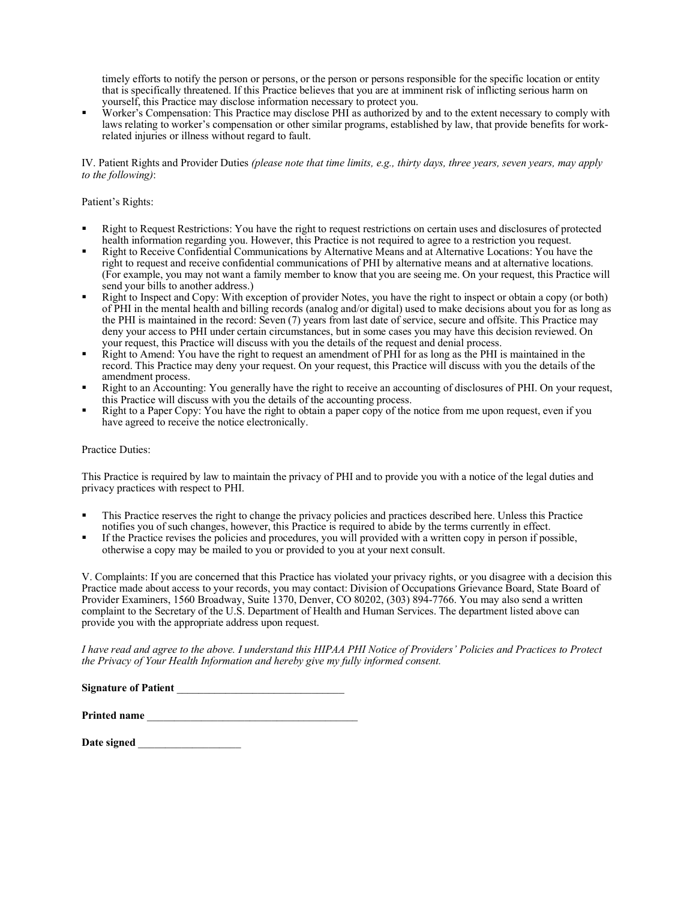timely efforts to notify the person or persons, or the person or persons responsible for the specific location or entity that is specifically threatened. If this Practice believes that you are at imminent risk of inflicting serious harm on yourself, this Practice may disclose information necessary to protect you.

- Worker's Compensation: This Practice may disclose PHI as authorized by and to the extent necessary to comply with laws relating to worker's compensation or other similar programs, established by law, that provide benefits for work-related injuries or illness without regard to fault.

IV. Patient Rights and Provider Duties *(please note that time limits, e.g., thirty days, three years, seven years, may apply to the following)*:

Patient's Rights:

- Right to Request Restrictions: You have the right to request restrictions on certain uses and disclosures of protected health information regarding you. However, this Practice is not required to agree to a restriction you request.
- Right to Receive Confidential Communications by Alternative Means and at Alternative Locations: You have the right to request and receive confidential communications of PHI by alternative means and at alternative locations. (For example, you may not want a family member to know that you are seeing me. On your request, this Practice will send your bills to another address.)
- Right to Inspect and Copy: With exception of provider Notes, you have the right to inspect or obtain a copy (or both) of PHI in the mental health and billing records (analog and/or digital) used to make decisions about you for as long as the PHI is maintained in the record: Seven (7) years from last date of service, secure and offsite. This Practice may deny your access to PHI under certain circumstances, but in some cases you may have this decision reviewed. On your request, this Practice will discuss with you the details of the request and denial process.
- Right to Amend: You have the right to request an amendment of PHI for as long as the PHI is maintained in the record. This Practice may deny your request. On your request, this Practice will discuss with you the details of the amendment process.
- Right to an Accounting: You generally have the right to receive an accounting of disclosures of PHI. On your request, this Practice will discuss with you the details of the accounting process.
- Right to a Paper Copy: You have the right to obtain a paper copy of the notice from me upon request, even if you have agreed to receive the notice electronically.

Practice Duties:

This Practice is required by law to maintain the privacy of PHI and to provide you with a notice of the legal duties and privacy practices with respect to PHI.

- This Practice reserves the right to change the privacy policies and practices described here. Unless this Practice notifies you of such changes, however, this Practice is required to abide by the terms currently in effect.
- If the Practice revises the policies and procedures, you will provided with a written copy in person if possible, otherwise a copy may be mailed to you or provided to you at your next consult.

V. Complaints: If you are concerned that this Practice has violated your privacy rights, or you disagree with a decision this Practice made about access to your records, you may contact: Division of Occupations Grievance Board, State Board of Provider Examiners, 1560 Broadway, Suite 1370, Denver, CO 80202, (303) 894-7766. You may also send a written complaint to the Secretary of the U.S. Department of Health and Human Services. The department listed above can provide you with the appropriate address upon request.

*I have read and agree to the above. I understand this HIPAA PHI Notice of Providers' Policies and Practices to Protect the Privacy of Your Health Information and hereby give my fully informed consent.*

**Signature of Patient** _______________________________

**Printed name** _______________________________________

**Date signed** ___________________